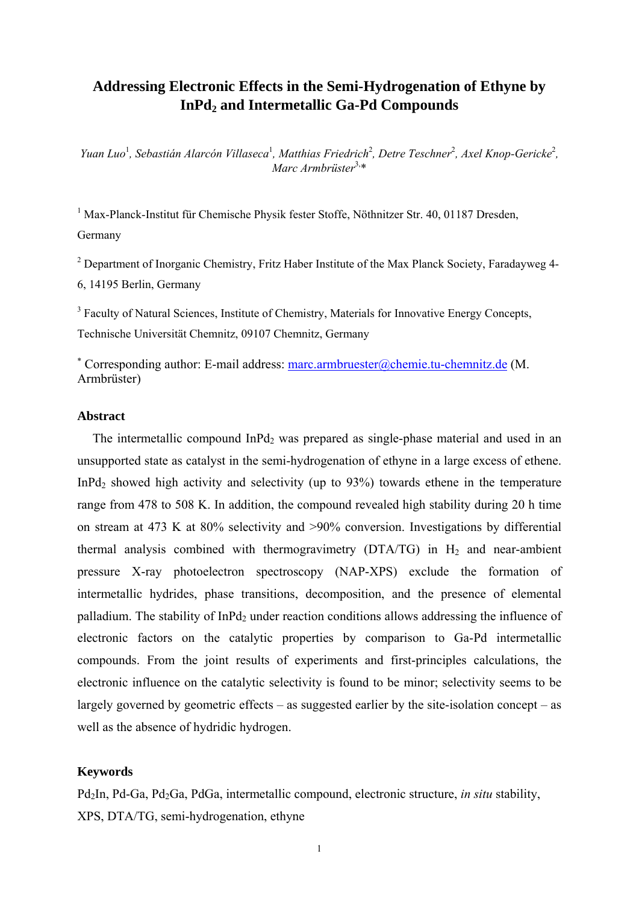# Addressing Electronic Effects in the Semi-Hydrogenation of Ethyne by $InPd_2$ and Intermetallic Ga-Pd Compounds

*Yuan Luo*[1], *Sebastián Alarcón Villaseca*[1], *Matthias Friedrich*[2], *Detre Teschner*[2], *Axel Knop-Gericke*[2], *Marc Armbrüster*[3,*]

[1] Max-Planck-Institut für Chemische Physik fester Stoffe, Nöthnitzer Str. 40, 01187 Dresden, Germany

[2] Department of Inorganic Chemistry, Fritz Haber Institute of the Max Planck Society, Faradayweg 4-6, 14195 Berlin, Germany

[3] Faculty of Natural Sciences, Institute of Chemistry, Materials for Innovative Energy Concepts, Technische Universität Chemnitz, 09107 Chemnitz, Germany

[*] Corresponding author: E-mail address: marc.armbruester@chemie.tu-chemnitz.de (M. Armbrüster)

## Abstract

The intermetallic compound $InPd_2$ was prepared as single-phase material and used in an unsupported state as catalyst in the semi-hydrogenation of ethyne in a large excess of ethene. $InPd_2$ showed high activity and selectivity (up to 93%) towards ethene in the temperature range from 478 to 508 K. In addition, the compound revealed high stability during 20 h time on stream at 473 K at 80% selectivity and >90% conversion. Investigations by differential thermal analysis combined with thermogravimetry (DTA/TG) in $H_2$ and near-ambient pressure X-ray photoelectron spectroscopy (NAP-XPS) exclude the formation of intermetallic hydrides, phase transitions, decomposition, and the presence of elemental palladium. The stability of $InPd_2$ under reaction conditions allows addressing the influence of electronic factors on the catalytic properties by comparison to Ga-Pd intermetallic compounds. From the joint results of experiments and first-principles calculations, the electronic influence on the catalytic selectivity is found to be minor; selectivity seems to be largely governed by geometric effects – as suggested earlier by the site-isolation concept – as well as the absence of hydridic hydrogen.

## Keywords

$Pd_2In$, Pd-Ga, $Pd_2Ga$, PdGa, intermetallic compound, electronic structure, *in situ* stability, XPS, DTA/TG, semi-hydrogenation, ethyne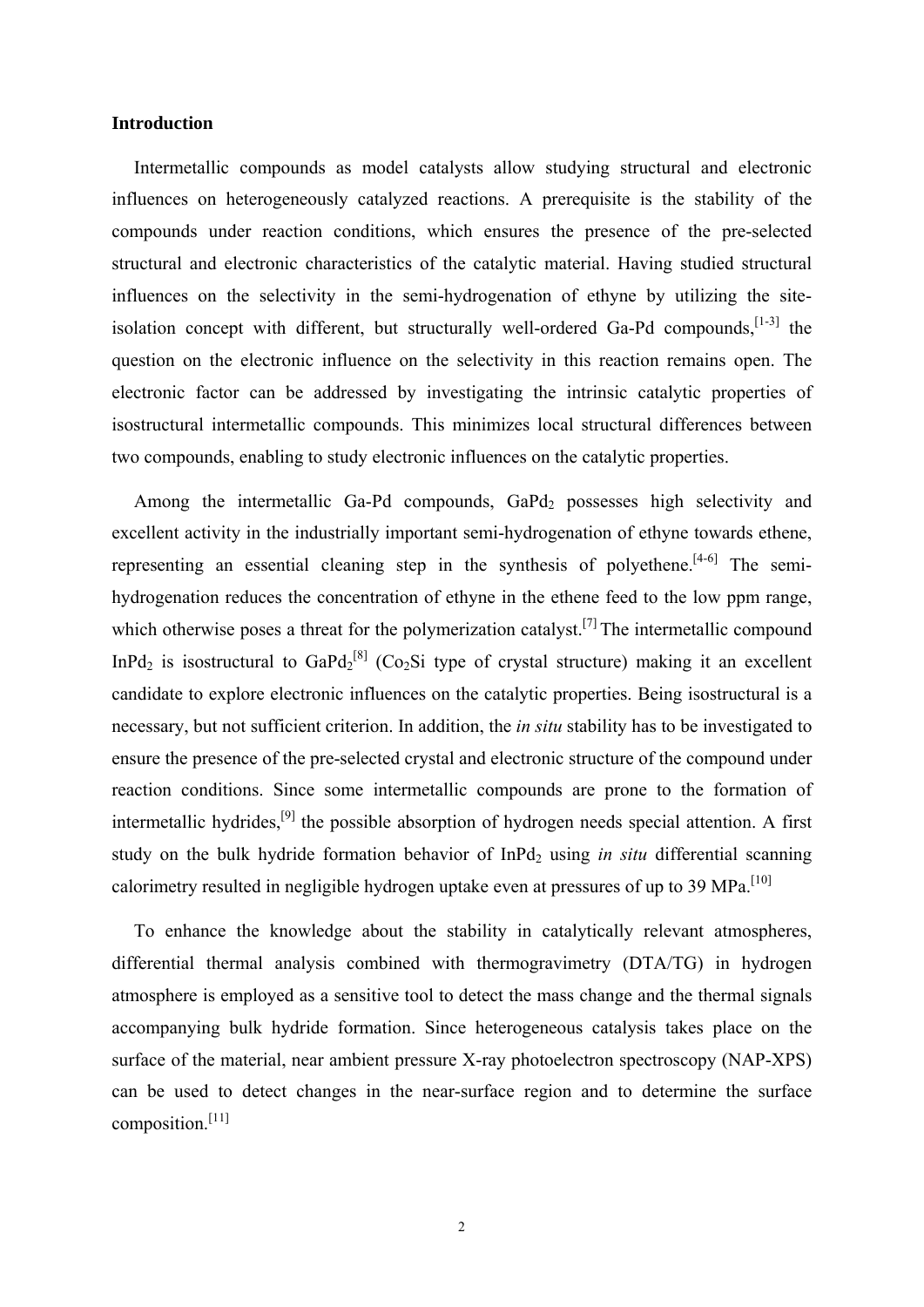## Introduction

Intermetallic compounds as model catalysts allow studying structural and electronic influences on heterogeneously catalyzed reactions. A prerequisite is the stability of the compounds under reaction conditions, which ensures the presence of the pre-selected structural and electronic characteristics of the catalytic material. Having studied structural influences on the selectivity in the semi-hydrogenation of ethyne by utilizing the site-isolation concept with different, but structurally well-ordered Ga-Pd compounds,[1-3] the question on the electronic influence on the selectivity in this reaction remains open. The electronic factor can be addressed by investigating the intrinsic catalytic properties of isostructural intermetallic compounds. This minimizes local structural differences between two compounds, enabling to study electronic influences on the catalytic properties.

Among the intermetallic Ga-Pd compounds, $GaPd_2$ possesses high selectivity and excellent activity in the industrially important semi-hydrogenation of ethyne towards ethene, representing an essential cleaning step in the synthesis of polyethene.[4-6] The semi-hydrogenation reduces the concentration of ethyne in the ethene feed to the low ppm range, which otherwise poses a threat for the polymerization catalyst.[7] The intermetallic compound $InPd_2$ is isostructural to $GaPd_2$[8] ($Co_2Si$ type of crystal structure) making it an excellent candidate to explore electronic influences on the catalytic properties. Being isostructural is a necessary, but not sufficient criterion. In addition, the *in situ* stability has to be investigated to ensure the presence of the pre-selected crystal and electronic structure of the compound under reaction conditions. Since some intermetallic compounds are prone to the formation of intermetallic hydrides,[9] the possible absorption of hydrogen needs special attention. A first study on the bulk hydride formation behavior of $InPd_2$ using *in situ* differential scanning calorimetry resulted in negligible hydrogen uptake even at pressures of up to 39 MPa.[10]

To enhance the knowledge about the stability in catalytically relevant atmospheres, differential thermal analysis combined with thermogravimetry (DTA/TG) in hydrogen atmosphere is employed as a sensitive tool to detect the mass change and the thermal signals accompanying bulk hydride formation. Since heterogeneous catalysis takes place on the surface of the material, near ambient pressure X-ray photoelectron spectroscopy (NAP-XPS) can be used to detect changes in the near-surface region and to determine the surface composition.[11]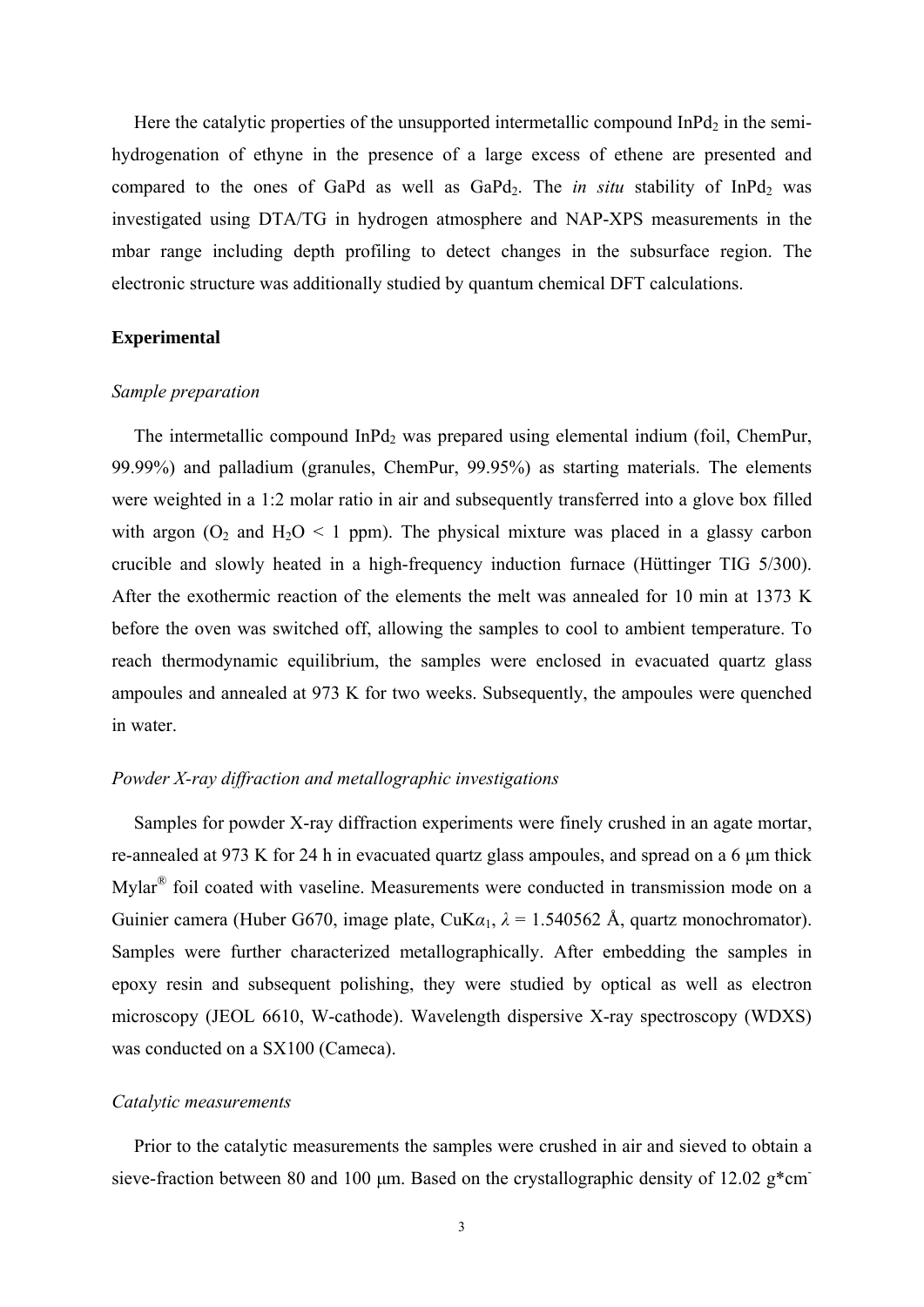Here the catalytic properties of the unsupported intermetallic compound $InPd_2$ in the semi-hydrogenation of ethyne in the presence of a large excess of ethene are presented and compared to the ones of GaPd as well as $GaPd_2$. The *in situ* stability of $InPd_2$ was investigated using DTA/TG in hydrogen atmosphere and NAP-XPS measurements in the mbar range including depth profiling to detect changes in the subsurface region. The electronic structure was additionally studied by quantum chemical DFT calculations.

## Experimental

### *Sample preparation*

The intermetallic compound $InPd_2$ was prepared using elemental indium (foil, ChemPur, 99.99%) and palladium (granules, ChemPur, 99.95%) as starting materials. The elements were weighted in a 1:2 molar ratio in air and subsequently transferred into a glove box filled with argon ($O_2$ and $H_2O$ < 1 ppm). The physical mixture was placed in a glassy carbon crucible and slowly heated in a high-frequency induction furnace (Hüttinger TIG 5/300). After the exothermic reaction of the elements the melt was annealed for 10 min at 1373 K before the oven was switched off, allowing the samples to cool to ambient temperature. To reach thermodynamic equilibrium, the samples were enclosed in evacuated quartz glass ampoules and annealed at 973 K for two weeks. Subsequently, the ampoules were quenched in water.

### *Powder X-ray diffraction and metallographic investigations*

Samples for powder X-ray diffraction experiments were finely crushed in an agate mortar, re-annealed at 973 K for 24 h in evacuated quartz glass ampoules, and spread on a 6 μm thick Mylar® foil coated with vaseline. Measurements were conducted in transmission mode on a Guinier camera (Huber G670, image plate, Cu$K\alpha_1$, $\lambda$ = 1.540562 Å, quartz monochromator). Samples were further characterized metallographically. After embedding the samples in epoxy resin and subsequent polishing, they were studied by optical as well as electron microscopy (JEOL 6610, W-cathode). Wavelength dispersive X-ray spectroscopy (WDXS) was conducted on a SX100 (Cameca).

### *Catalytic measurements*

Prior to the catalytic measurements the samples were crushed in air and sieved to obtain a sieve-fraction between 80 and 100 μm. Based on the crystallographic density of 12.02 g*cm-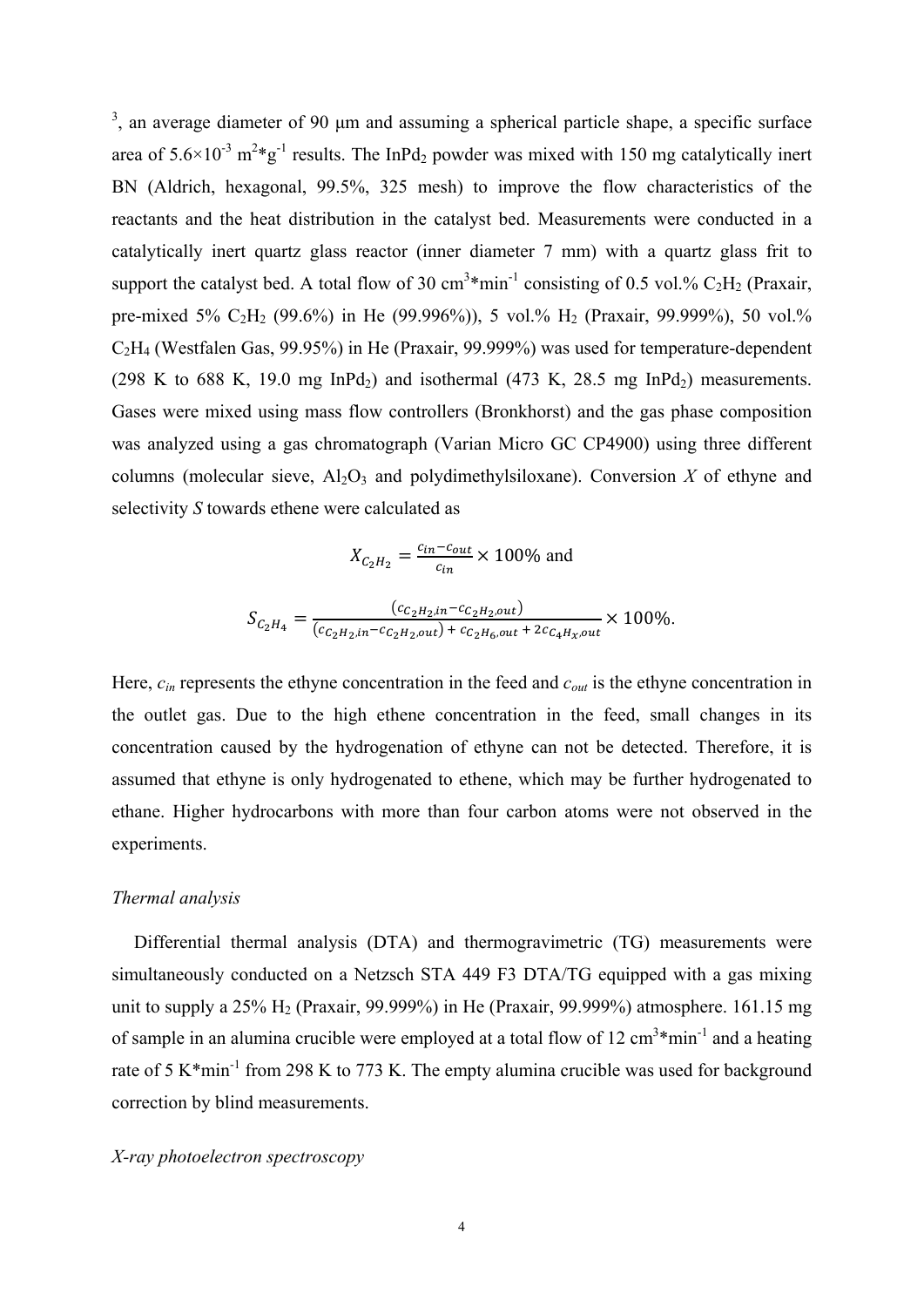[3], an average diameter of 90 μm and assuming a spherical particle shape, a specific surface area of $5.6\times10^{-3}$ $m^2*g^{-1}$ results. The $InPd_2$ powder was mixed with 150 mg catalytically inert BN (Aldrich, hexagonal, 99.5%, 325 mesh) to improve the flow characteristics of the reactants and the heat distribution in the catalyst bed. Measurements were conducted in a catalytically inert quartz glass reactor (inner diameter 7 mm) with a quartz glass frit to support the catalyst bed. A total flow of 30 $cm^3*min^{-1}$ consisting of 0.5 vol.% $C_2H_2$ (Praxair, pre-mixed 5% $C_2H_2$ (99.6%) in He (99.996%)), 5 vol.% $H_2$ (Praxair, 99.999%), 50 vol.% $C_2H_4$ (Westfalen Gas, 99.95%) in He (Praxair, 99.999%) was used for temperature-dependent (298 K to 688 K, 19.0 mg $InPd_2$) and isothermal (473 K, 28.5 mg $InPd_2$) measurements. Gases were mixed using mass flow controllers (Bronkhorst) and the gas phase composition was analyzed using a gas chromatograph (Varian Micro GC CP4900) using three different columns (molecular sieve, $Al_2O_3$ and polydimethylsiloxane). Conversion $X$ of ethyne and selectivity $S$ towards ethene were calculated as

$$X_{C_2H_2} = \frac{c_{in} - c_{out}}{c_{in}} \times 100\% \text{ and}$$

$$S_{C_2H_4} = \frac{(c_{C_2H_2,in} - c_{C_2H_2,out})}{(c_{C_2H_2,in} - c_{C_2H_2,out}) + c_{C_2H_6,out} + 2c_{C_4H_x,out}} \times 100\%.$$

Here, $c_{in}$ represents the ethyne concentration in the feed and $c_{out}$ is the ethyne concentration in the outlet gas. Due to the high ethene concentration in the feed, small changes in its concentration caused by the hydrogenation of ethyne can not be detected. Therefore, it is assumed that ethyne is only hydrogenated to ethene, which may be further hydrogenated to ethane. Higher hydrocarbons with more than four carbon atoms were not observed in the experiments.

*Thermal analysis*

Differential thermal analysis (DTA) and thermogravimetric (TG) measurements were simultaneously conducted on a Netzsch STA 449 F3 DTA/TG equipped with a gas mixing unit to supply a 25% $H_2$ (Praxair, 99.999%) in He (Praxair, 99.999%) atmosphere. 161.15 mg of sample in an alumina crucible were employed at a total flow of 12 $cm^3*min^{-1}$ and a heating rate of 5 $K*min^{-1}$ from 298 K to 773 K. The empty alumina crucible was used for background correction by blind measurements.

*X-ray photoelectron spectroscopy*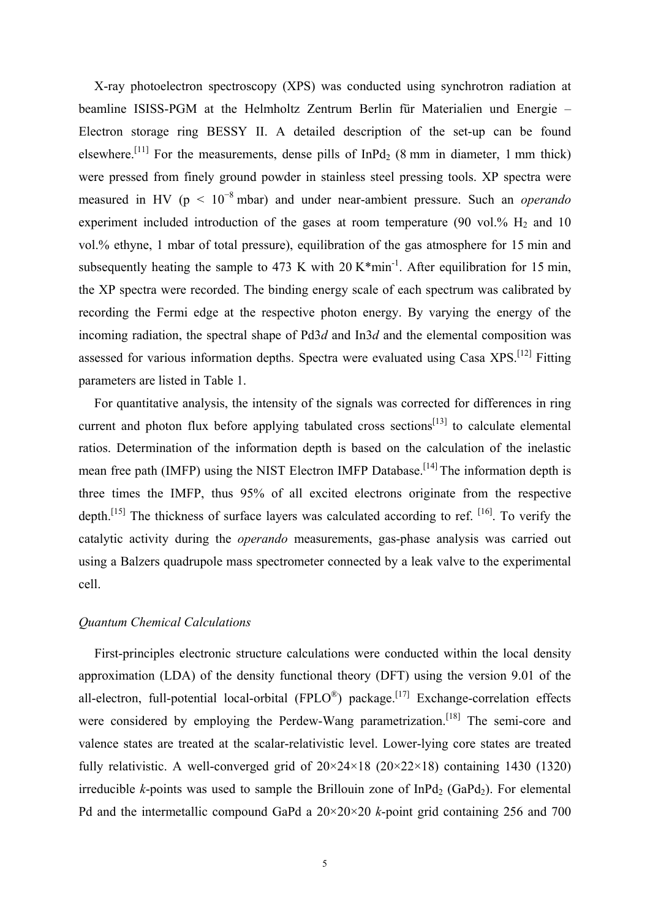X-ray photoelectron spectroscopy (XPS) was conducted using synchrotron radiation at beamline ISISS-PGM at the Helmholtz Zentrum Berlin für Materialien und Energie – Electron storage ring BESSY II. A detailed description of the set-up can be found elsewhere.[11] For the measurements, dense pills of $InPd_2$ (8 mm in diameter, 1 mm thick) were pressed from finely ground powder in stainless steel pressing tools. XP spectra were measured in HV ($p < 10^{-8}$ mbar) and under near-ambient pressure. Such an *operando* experiment included introduction of the gases at room temperature (90 vol.% $H_2$ and 10 vol.% ethyne, 1 mbar of total pressure), equilibration of the gas atmosphere for 15 min and subsequently heating the sample to 473 K with 20 K*min$^{-1}$. After equilibration for 15 min, the XP spectra were recorded. The binding energy scale of each spectrum was calibrated by recording the Fermi edge at the respective photon energy. By varying the energy of the incoming radiation, the spectral shape of Pd3*d* and In3*d* and the elemental composition was assessed for various information depths. Spectra were evaluated using Casa XPS.[12] Fitting parameters are listed in Table 1.

For quantitative analysis, the intensity of the signals was corrected for differences in ring current and photon flux before applying tabulated cross sections[13] to calculate elemental ratios. Determination of the information depth is based on the calculation of the inelastic mean free path (IMFP) using the NIST Electron IMFP Database.[14] The information depth is three times the IMFP, thus 95% of all excited electrons originate from the respective depth.[15] The thickness of surface layers was calculated according to ref. [16]. To verify the catalytic activity during the *operando* measurements, gas-phase analysis was carried out using a Balzers quadrupole mass spectrometer connected by a leak valve to the experimental cell.

*Quantum Chemical Calculations*

First-principles electronic structure calculations were conducted within the local density approximation (LDA) of the density functional theory (DFT) using the version 9.01 of the all-electron, full-potential local-orbital (FPLO®) package.[17] Exchange-correlation effects were considered by employing the Perdew-Wang parametrization.[18] The semi-core and valence states are treated at the scalar-relativistic level. Lower-lying core states are treated fully relativistic. A well-converged grid of 20×24×18 (20×22×18) containing 1430 (1320) irreducible *k*-points was used to sample the Brillouin zone of $InPd_2$ ($GaPd_2$). For elemental Pd and the intermetallic compound GaPd a 20×20×20 *k*-point grid containing 256 and 700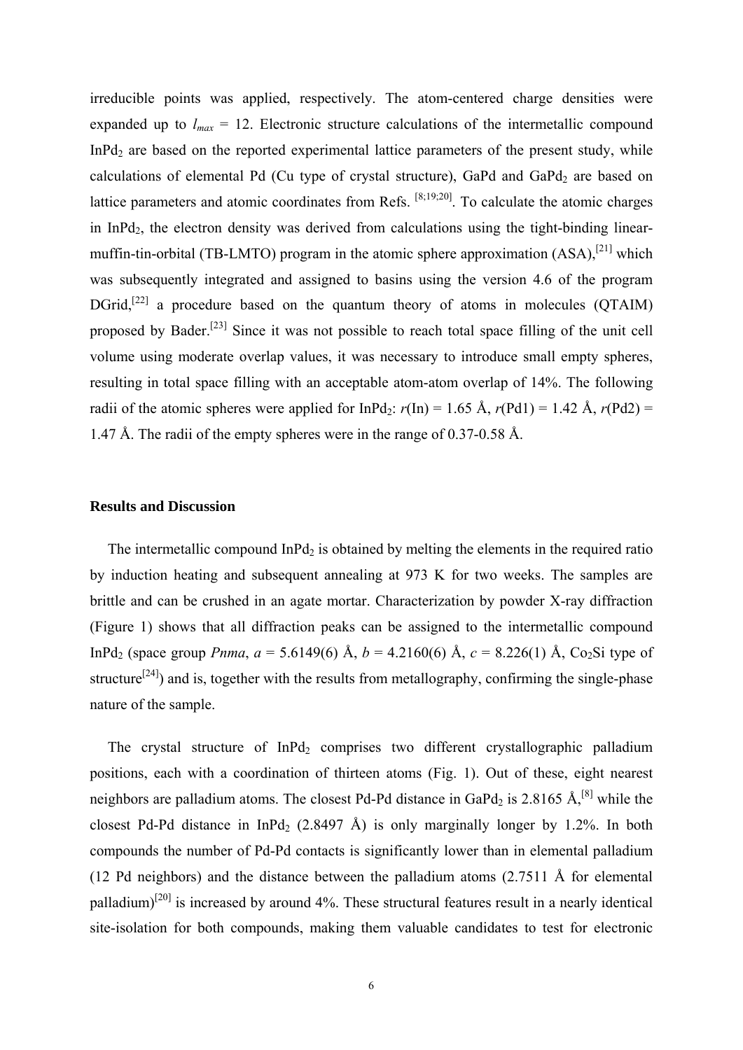irreducible points was applied, respectively. The atom-centered charge densities were expanded up to $l_{max}$ = 12. Electronic structure calculations of the intermetallic compound $InPd_2$ are based on the reported experimental lattice parameters of the present study, while calculations of elemental Pd (Cu type of crystal structure), GaPd and $GaPd_2$ are based on lattice parameters and atomic coordinates from Refs. [8;19;20]. To calculate the atomic charges in $InPd_2$, the electron density was derived from calculations using the tight-binding linear-muffin-tin-orbital (TB-LMTO) program in the atomic sphere approximation (ASA),[21] which was subsequently integrated and assigned to basins using the version 4.6 of the program DGrid,[22] a procedure based on the quantum theory of atoms in molecules (QTAIM) proposed by Bader.[23] Since it was not possible to reach total space filling of the unit cell volume using moderate overlap values, it was necessary to introduce small empty spheres, resulting in total space filling with an acceptable atom-atom overlap of 14%. The following radii of the atomic spheres were applied for $InPd_2$: *r*(In) = 1.65 Å, *r*(Pd1) = 1.42 Å, *r*(Pd2) = 1.47 Å. The radii of the empty spheres were in the range of 0.37-0.58 Å.

## Results and Discussion

The intermetallic compound $InPd_2$ is obtained by melting the elements in the required ratio by induction heating and subsequent annealing at 973 K for two weeks. The samples are brittle and can be crushed in an agate mortar. Characterization by powder X-ray diffraction (Figure 1) shows that all diffraction peaks can be assigned to the intermetallic compound $InPd_2$ (space group *Pnma*, *a* = 5.6149(6) Å, *b* = 4.2160(6) Å, *c* = 8.226(1) Å, $Co_2Si$ type of structure[24]) and is, together with the results from metallography, confirming the single-phase nature of the sample.

The crystal structure of $InPd_2$ comprises two different crystallographic palladium positions, each with a coordination of thirteen atoms (Fig. 1). Out of these, eight nearest neighbors are palladium atoms. The closest Pd-Pd distance in $GaPd_2$ is 2.8165 Å,[8] while the closest Pd-Pd distance in $InPd_2$ (2.8497 Å) is only marginally longer by 1.2%. In both compounds the number of Pd-Pd contacts is significantly lower than in elemental palladium (12 Pd neighbors) and the distance between the palladium atoms (2.7511 Å for elemental palladium)[20] is increased by around 4%. These structural features result in a nearly identical site-isolation for both compounds, making them valuable candidates to test for electronic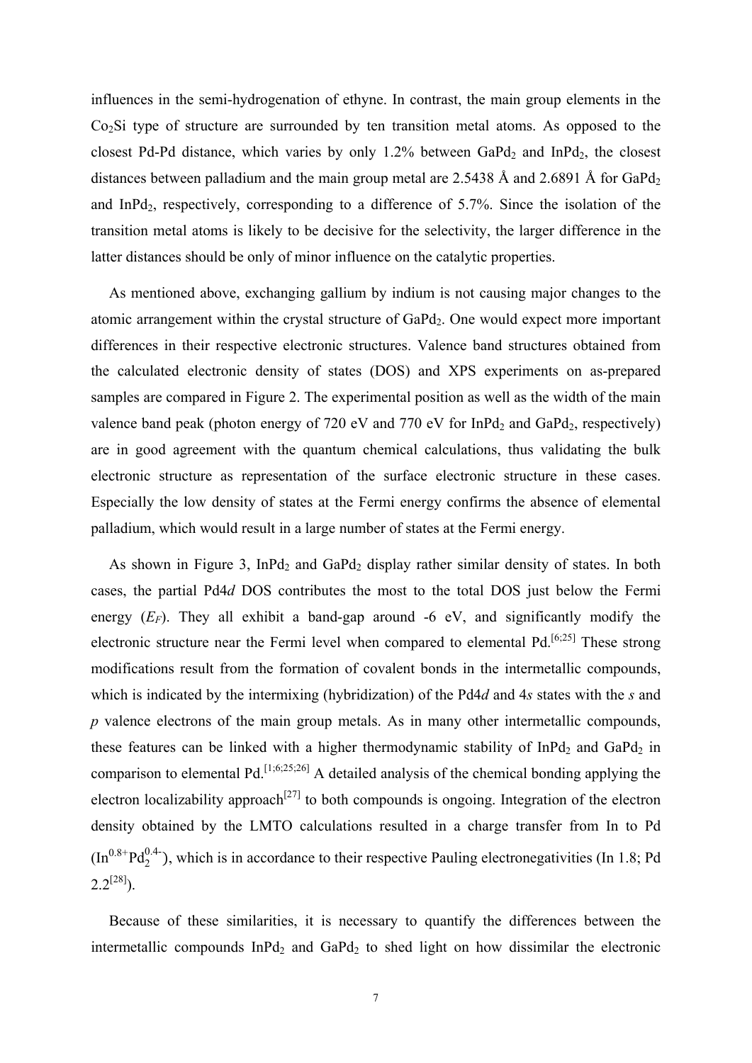influences in the semi-hydrogenation of ethyne. In contrast, the main group elements in the $Co_2Si$ type of structure are surrounded by ten transition metal atoms. As opposed to the closest Pd-Pd distance, which varies by only 1.2% between $GaPd_2$ and $InPd_2$, the closest distances between palladium and the main group metal are 2.5438 Å and 2.6891 Å for $GaPd_2$ and $InPd_2$, respectively, corresponding to a difference of 5.7%. Since the isolation of the transition metal atoms is likely to be decisive for the selectivity, the larger difference in the latter distances should be only of minor influence on the catalytic properties.

As mentioned above, exchanging gallium by indium is not causing major changes to the atomic arrangement within the crystal structure of $GaPd_2$. One would expect more important differences in their respective electronic structures. Valence band structures obtained from the calculated electronic density of states (DOS) and XPS experiments on as-prepared samples are compared in Figure 2. The experimental position as well as the width of the main valence band peak (photon energy of 720 eV and 770 eV for $InPd_2$ and $GaPd_2$, respectively) are in good agreement with the quantum chemical calculations, thus validating the bulk electronic structure as representation of the surface electronic structure in these cases. Especially the low density of states at the Fermi energy confirms the absence of elemental palladium, which would result in a large number of states at the Fermi energy.

As shown in Figure 3, $InPd_2$ and $GaPd_2$ display rather similar density of states. In both cases, the partial Pd4*d* DOS contributes the most to the total DOS just below the Fermi energy ($E_F$). They all exhibit a band-gap around -6 eV, and significantly modify the electronic structure near the Fermi level when compared to elemental Pd.[6;25] These strong modifications result from the formation of covalent bonds in the intermetallic compounds, which is indicated by the intermixing (hybridization) of the Pd4*d* and 4*s* states with the *s* and *p* valence electrons of the main group metals. As in many other intermetallic compounds, these features can be linked with a higher thermodynamic stability of $InPd_2$ and $GaPd_2$ in comparison to elemental Pd.[1;6;25;26] A detailed analysis of the chemical bonding applying the electron localizability approach[27] to both compounds is ongoing. Integration of the electron density obtained by the LMTO calculations resulted in a charge transfer from In to Pd ($In^{0.8+}Pd_2^{0.4-}$), which is in accordance to their respective Pauling electronegativities (In 1.8; Pd 2.2[28]).

Because of these similarities, it is necessary to quantify the differences between the intermetallic compounds $InPd_2$ and $GaPd_2$ to shed light on how dissimilar the electronic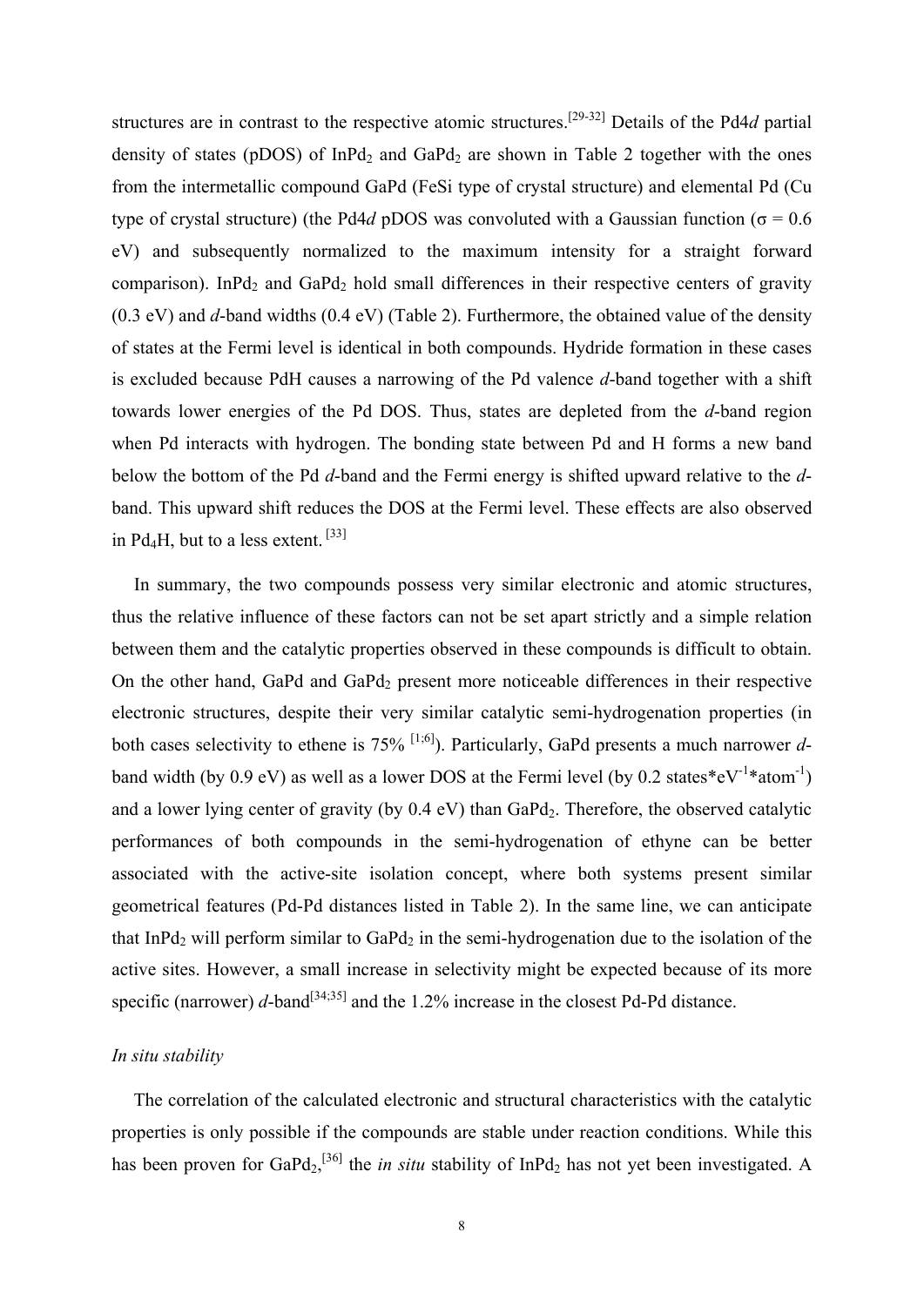structures are in contrast to the respective atomic structures.[29-32] Details of the Pd4*d* partial density of states (pDOS) of $InPd_2$ and $GaPd_2$ are shown in Table 2 together with the ones from the intermetallic compound GaPd (FeSi type of crystal structure) and elemental Pd (Cu type of crystal structure) (the Pd4*d* pDOS was convoluted with a Gaussian function ($\sigma$ = 0.6 eV) and subsequently normalized to the maximum intensity for a straight forward comparison). $InPd_2$ and $GaPd_2$ hold small differences in their respective centers of gravity (0.3 eV) and *d*-band widths (0.4 eV) (Table 2). Furthermore, the obtained value of the density of states at the Fermi level is identical in both compounds. Hydride formation in these cases is excluded because PdH causes a narrowing of the Pd valence *d*-band together with a shift towards lower energies of the Pd DOS. Thus, states are depleted from the *d*-band region when Pd interacts with hydrogen. The bonding state between Pd and H forms a new band below the bottom of the Pd *d*-band and the Fermi energy is shifted upward relative to the *d*-band. This upward shift reduces the DOS at the Fermi level. These effects are also observed in $Pd_4H$, but to a less extent. [33]

In summary, the two compounds possess very similar electronic and atomic structures, thus the relative influence of these factors can not be set apart strictly and a simple relation between them and the catalytic properties observed in these compounds is difficult to obtain. On the other hand, GaPd and $GaPd_2$ present more noticeable differences in their respective electronic structures, despite their very similar catalytic semi-hydrogenation properties (in both cases selectivity to ethene is 75% [1;6]). Particularly, GaPd presents a much narrower *d*-band width (by 0.9 eV) as well as a lower DOS at the Fermi level (by 0.2 states*$eV^{-1}$*$atom^{-1}$) and a lower lying center of gravity (by 0.4 eV) than $GaPd_2$. Therefore, the observed catalytic performances of both compounds in the semi-hydrogenation of ethyne can be better associated with the active-site isolation concept, where both systems present similar geometrical features (Pd-Pd distances listed in Table 2). In the same line, we can anticipate that $InPd_2$ will perform similar to $GaPd_2$ in the semi-hydrogenation due to the isolation of the active sites. However, a small increase in selectivity might be expected because of its more specific (narrower) *d*-band[34;35] and the 1.2% increase in the closest Pd-Pd distance.

*In situ stability*

The correlation of the calculated electronic and structural characteristics with the catalytic properties is only possible if the compounds are stable under reaction conditions. While this has been proven for $GaPd_2$,[36] the *in situ* stability of $InPd_2$ has not yet been investigated. A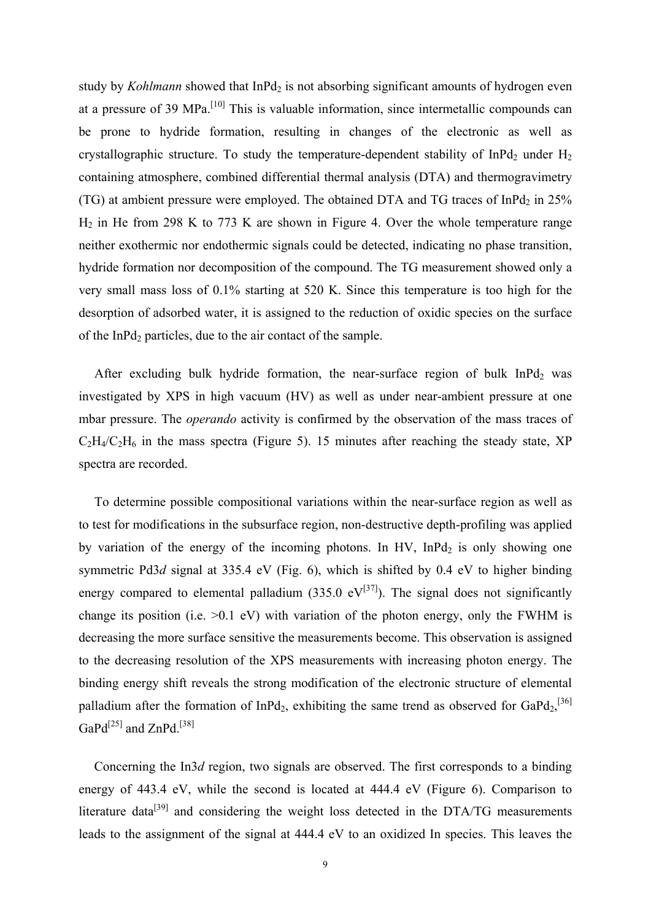study by *Kohlmann* showed that $InPd_2$ is not absorbing significant amounts of hydrogen even at a pressure of 39 MPa.[10] This is valuable information, since intermetallic compounds can be prone to hydride formation, resulting in changes of the electronic as well as crystallographic structure. To study the temperature-dependent stability of $InPd_2$ under $H_2$ containing atmosphere, combined differential thermal analysis (DTA) and thermogravimetry (TG) at ambient pressure were employed. The obtained DTA and TG traces of $InPd_2$ in 25% $H_2$ in He from 298 K to 773 K are shown in Figure 4. Over the whole temperature range neither exothermic nor endothermic signals could be detected, indicating no phase transition, hydride formation nor decomposition of the compound. The TG measurement showed only a very small mass loss of 0.1% starting at 520 K. Since this temperature is too high for the desorption of adsorbed water, it is assigned to the reduction of oxidic species on the surface of the $InPd_2$ particles, due to the air contact of the sample.

After excluding bulk hydride formation, the near-surface region of bulk $InPd_2$ was investigated by XPS in high vacuum (HV) as well as under near-ambient pressure at one mbar pressure. The *operando* activity is confirmed by the observation of the mass traces of $C_2H_4$/$C_2H_6$ in the mass spectra (Figure 5). 15 minutes after reaching the steady state, XP spectra are recorded.

To determine possible compositional variations within the near-surface region as well as to test for modifications in the subsurface region, non-destructive depth-profiling was applied by variation of the energy of the incoming photons. In HV, $InPd_2$ is only showing one symmetric Pd3*d* signal at 335.4 eV (Fig. 6), which is shifted by 0.4 eV to higher binding energy compared to elemental palladium (335.0 eV[37]). The signal does not significantly change its position (i.e. >0.1 eV) with variation of the photon energy, only the FWHM is decreasing the more surface sensitive the measurements become. This observation is assigned to the decreasing resolution of the XPS measurements with increasing photon energy. The binding energy shift reveals the strong modification of the electronic structure of elemental palladium after the formation of $InPd_2$, exhibiting the same trend as observed for $GaPd_2$,[36] GaPd[25] and ZnPd.[38]

Concerning the In3*d* region, two signals are observed. The first corresponds to a binding energy of 443.4 eV, while the second is located at 444.4 eV (Figure 6). Comparison to literature data[39] and considering the weight loss detected in the DTA/TG measurements leads to the assignment of the signal at 444.4 eV to an oxidized In species. This leaves the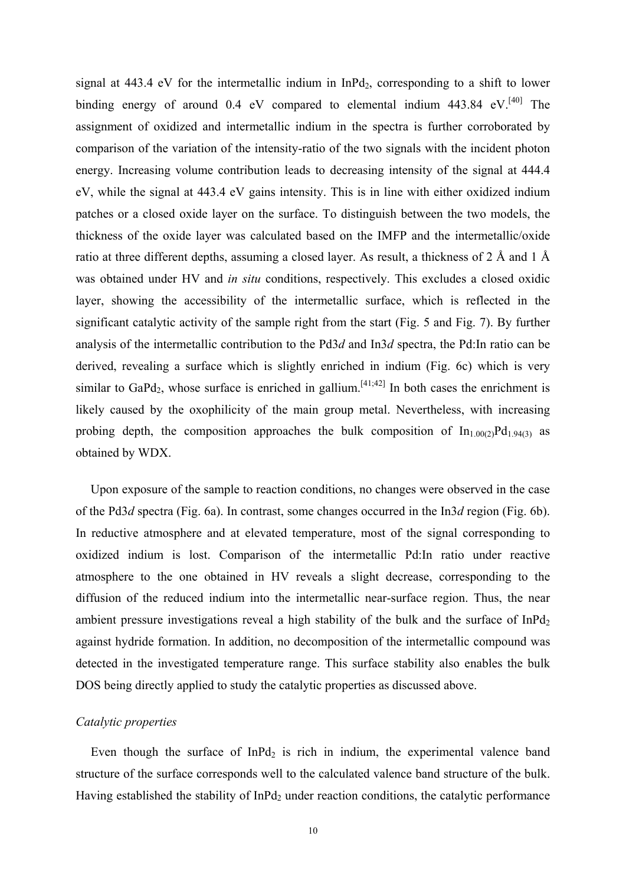signal at 443.4 eV for the intermetallic indium in $InPd_2$, corresponding to a shift to lower binding energy of around 0.4 eV compared to elemental indium 443.84 eV.[40] The assignment of oxidized and intermetallic indium in the spectra is further corroborated by comparison of the variation of the intensity-ratio of the two signals with the incident photon energy. Increasing volume contribution leads to decreasing intensity of the signal at 444.4 eV, while the signal at 443.4 eV gains intensity. This is in line with either oxidized indium patches or a closed oxide layer on the surface. To distinguish between the two models, the thickness of the oxide layer was calculated based on the IMFP and the intermetallic/oxide ratio at three different depths, assuming a closed layer. As result, a thickness of 2 Å and 1 Å was obtained under HV and *in situ* conditions, respectively. This excludes a closed oxidic layer, showing the accessibility of the intermetallic surface, which is reflected in the significant catalytic activity of the sample right from the start (Fig. 5 and Fig. 7). By further analysis of the intermetallic contribution to the Pd3*d* and In3*d* spectra, the Pd:In ratio can be derived, revealing a surface which is slightly enriched in indium (Fig. 6c) which is very similar to $GaPd_2$, whose surface is enriched in gallium.[41;42] In both cases the enrichment is likely caused by the oxophilicity of the main group metal. Nevertheless, with increasing probing depth, the composition approaches the bulk composition of $In_{1.00(2)}Pd_{1.94(3)}$ as obtained by WDX.

Upon exposure of the sample to reaction conditions, no changes were observed in the case of the Pd3*d* spectra (Fig. 6a). In contrast, some changes occurred in the In3*d* region (Fig. 6b). In reductive atmosphere and at elevated temperature, most of the signal corresponding to oxidized indium is lost. Comparison of the intermetallic Pd:In ratio under reactive atmosphere to the one obtained in HV reveals a slight decrease, corresponding to the diffusion of the reduced indium into the intermetallic near-surface region. Thus, the near ambient pressure investigations reveal a high stability of the bulk and the surface of $InPd_2$ against hydride formation. In addition, no decomposition of the intermetallic compound was detected in the investigated temperature range. This surface stability also enables the bulk DOS being directly applied to study the catalytic properties as discussed above.

*Catalytic properties*

Even though the surface of $InPd_2$ is rich in indium, the experimental valence band structure of the surface corresponds well to the calculated valence band structure of the bulk. Having established the stability of $InPd_2$ under reaction conditions, the catalytic performance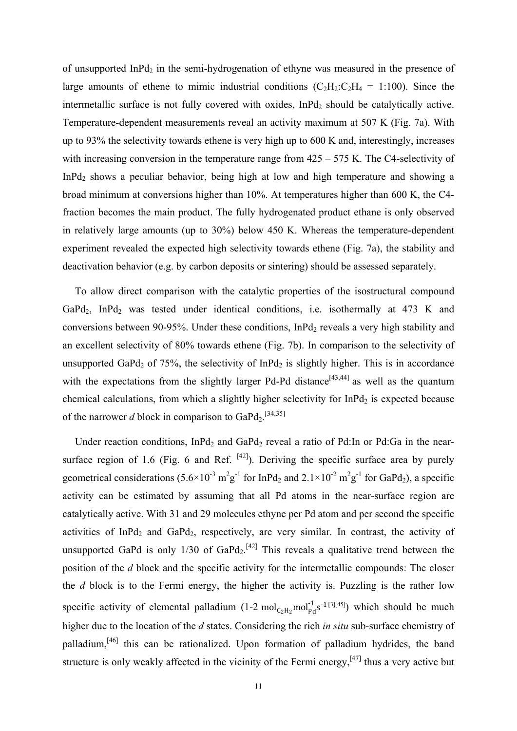of unsupported $InPd_2$ in the semi-hydrogenation of ethyne was measured in the presence of large amounts of ethene to mimic industrial conditions ($C_2H_2$:$C_2H_4$ = 1:100). Since the intermetallic surface is not fully covered with oxides, $InPd_2$ should be catalytically active. Temperature-dependent measurements reveal an activity maximum at 507 K (Fig. 7a). With up to 93% the selectivity towards ethene is very high up to 600 K and, interestingly, increases with increasing conversion in the temperature range from 425 – 575 K. The C4-selectivity of $InPd_2$ shows a peculiar behavior, being high at low and high temperature and showing a broad minimum at conversions higher than 10%. At temperatures higher than 600 K, the C4-fraction becomes the main product. The fully hydrogenated product ethane is only observed in relatively large amounts (up to 30%) below 450 K. Whereas the temperature-dependent experiment revealed the expected high selectivity towards ethene (Fig. 7a), the stability and deactivation behavior (e.g. by carbon deposits or sintering) should be assessed separately.

To allow direct comparison with the catalytic properties of the isostructural compound $GaPd_2$, $InPd_2$ was tested under identical conditions, i.e. isothermally at 473 K and conversions between 90-95%. Under these conditions, $InPd_2$ reveals a very high stability and an excellent selectivity of 80% towards ethene (Fig. 7b). In comparison to the selectivity of unsupported $GaPd_2$ of 75%, the selectivity of $InPd_2$ is slightly higher. This is in accordance with the expectations from the slightly larger Pd-Pd distance[43,44] as well as the quantum chemical calculations, from which a slightly higher selectivity for $InPd_2$ is expected because of the narrower *d* block in comparison to $GaPd_2$.[34;35]

Under reaction conditions, $InPd_2$ and $GaPd_2$ reveal a ratio of Pd:In or Pd:Ga in the near-surface region of 1.6 (Fig. 6 and Ref. [42]). Deriving the specific surface area by purely geometrical considerations ($5.6\times10^{-3}$ $m^2g^{-1}$ for $InPd_2$ and $2.1\times10^{-2}$ $m^2g^{-1}$ for $GaPd_2$), a specific activity can be estimated by assuming that all Pd atoms in the near-surface region are catalytically active. With 31 and 29 molecules ethyne per Pd atom and per second the specific activities of $InPd_2$ and $GaPd_2$, respectively, are very similar. In contrast, the activity of unsupported GaPd is only 1/30 of $GaPd_2$.[42] This reveals a qualitative trend between the position of the *d* block and the specific activity for the intermetallic compounds: The closer the *d* block is to the Fermi energy, the higher the activity is. Puzzling is the rather low specific activity of elemental palladium (1-2 $\mathrm{mol_{C_2H_2}mol_{Pd}^{-1}s^{-1}}$ [3][45]) which should be much higher due to the location of the *d* states. Considering the rich *in situ* sub-surface chemistry of palladium,[46] this can be rationalized. Upon formation of palladium hydrides, the band structure is only weakly affected in the vicinity of the Fermi energy,[47] thus a very active but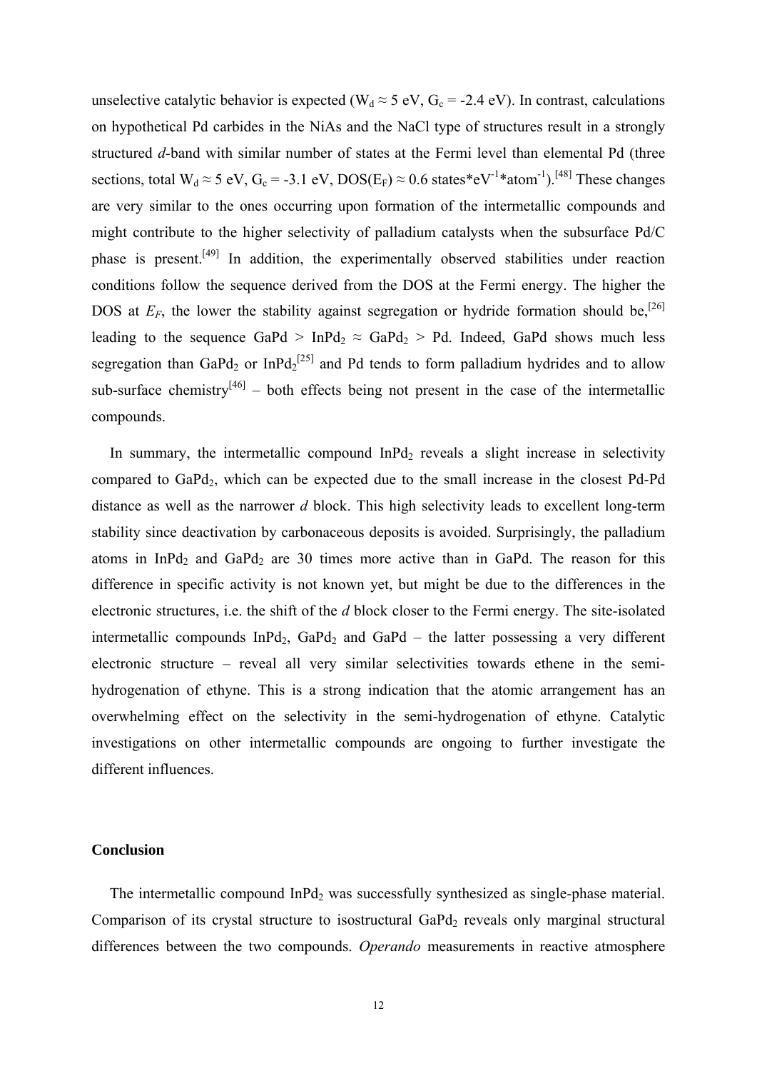unselective catalytic behavior is expected ($W_d \approx 5$ eV, $G_c = -2.4$ eV). In contrast, calculations on hypothetical Pd carbides in the NiAs and the NaCl type of structures result in a strongly structured *d*-band with similar number of states at the Fermi level than elemental Pd (three sections, total $W_d \approx 5$ eV, $G_c = -3.1$ eV, DOS($E_F$) ≈ 0.6 states\*$eV^{-1}$\*$atom^{-1}$).[48] These changes are very similar to the ones occurring upon formation of the intermetallic compounds and might contribute to the higher selectivity of palladium catalysts when the subsurface Pd/C phase is present.[49] In addition, the experimentally observed stabilities under reaction conditions follow the sequence derived from the DOS at the Fermi energy. The higher the DOS at $E_F$, the lower the stability against segregation or hydride formation should be,[26] leading to the sequence GaPd > $InPd_2$ ≈ $GaPd_2$ > Pd. Indeed, GaPd shows much less segregation than $GaPd_2$ or $InPd_2$[25] and Pd tends to form palladium hydrides and to allow sub-surface chemistry[46] – both effects being not present in the case of the intermetallic compounds.

In summary, the intermetallic compound $InPd_2$ reveals a slight increase in selectivity compared to $GaPd_2$, which can be expected due to the small increase in the closest Pd-Pd distance as well as the narrower *d* block. This high selectivity leads to excellent long-term stability since deactivation by carbonaceous deposits is avoided. Surprisingly, the palladium atoms in $InPd_2$ and $GaPd_2$ are 30 times more active than in GaPd. The reason for this difference in specific activity is not known yet, but might be due to the differences in the electronic structures, i.e. the shift of the *d* block closer to the Fermi energy. The site-isolated intermetallic compounds $InPd_2$, $GaPd_2$ and GaPd – the latter possessing a very different electronic structure – reveal all very similar selectivities towards ethene in the semi-hydrogenation of ethyne. This is a strong indication that the atomic arrangement has an overwhelming effect on the selectivity in the semi-hydrogenation of ethyne. Catalytic investigations on other intermetallic compounds are ongoing to further investigate the different influences.

## Conclusion

The intermetallic compound $InPd_2$ was successfully synthesized as single-phase material. Comparison of its crystal structure to isostructural $GaPd_2$ reveals only marginal structural differences between the two compounds. *Operando* measurements in reactive atmosphere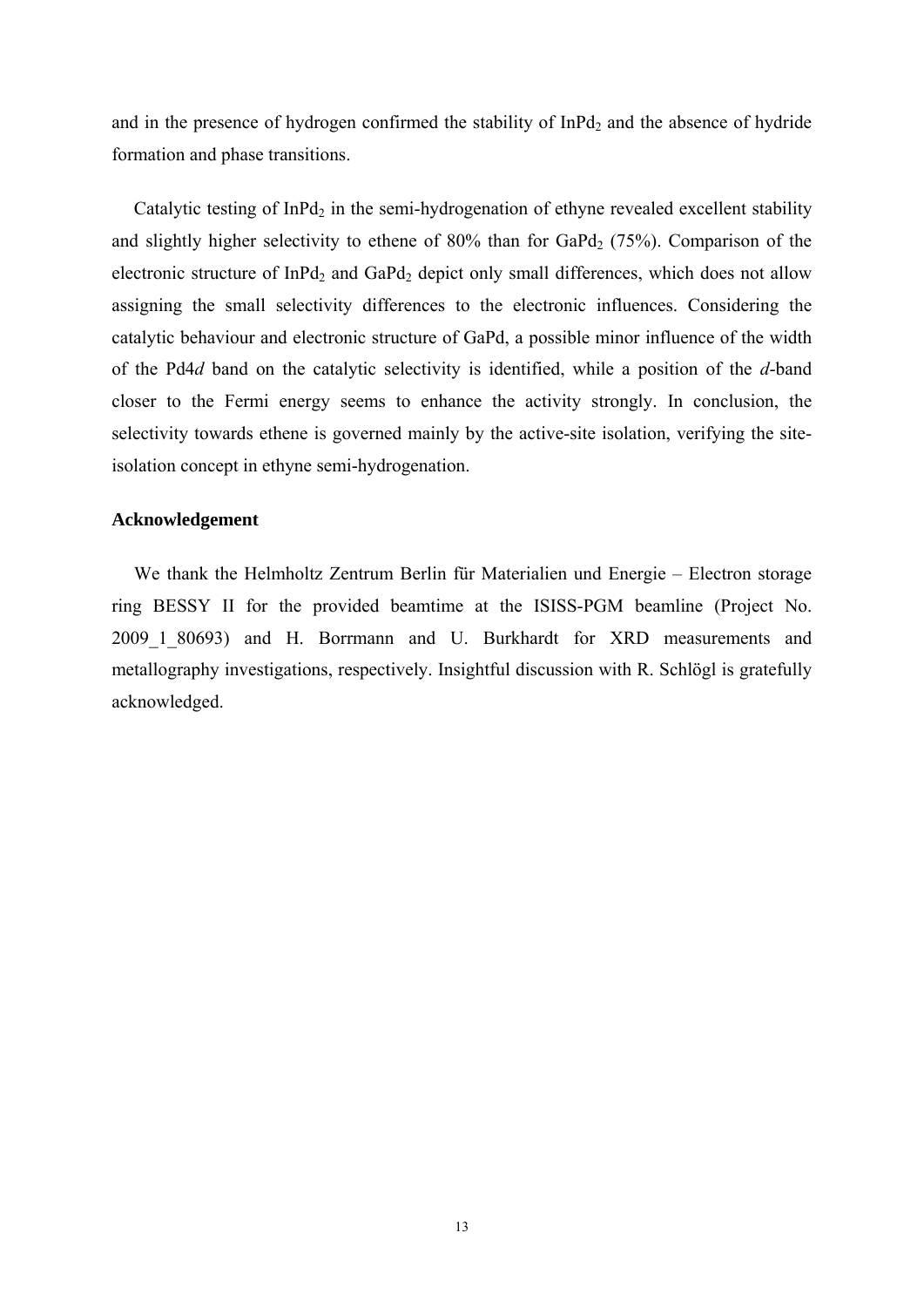and in the presence of hydrogen confirmed the stability of $InPd_2$ and the absence of hydride formation and phase transitions.

Catalytic testing of $InPd_2$ in the semi-hydrogenation of ethyne revealed excellent stability and slightly higher selectivity to ethene of 80% than for $GaPd_2$ (75%). Comparison of the electronic structure of $InPd_2$ and $GaPd_2$ depict only small differences, which does not allow assigning the small selectivity differences to the electronic influences. Considering the catalytic behaviour and electronic structure of GaPd, a possible minor influence of the width of the Pd4*d* band on the catalytic selectivity is identified, while a position of the *d*-band closer to the Fermi energy seems to enhance the activity strongly. In conclusion, the selectivity towards ethene is governed mainly by the active-site isolation, verifying the site-isolation concept in ethyne semi-hydrogenation.

**Acknowledgement**

We thank the Helmholtz Zentrum Berlin für Materialien und Energie – Electron storage ring BESSY II for the provided beamtime at the ISISS-PGM beamline (Project No. 2009_1_80693) and H. Borrmann and U. Burkhardt for XRD measurements and metallography investigations, respectively. Insightful discussion with R. Schlögl is gratefully acknowledged.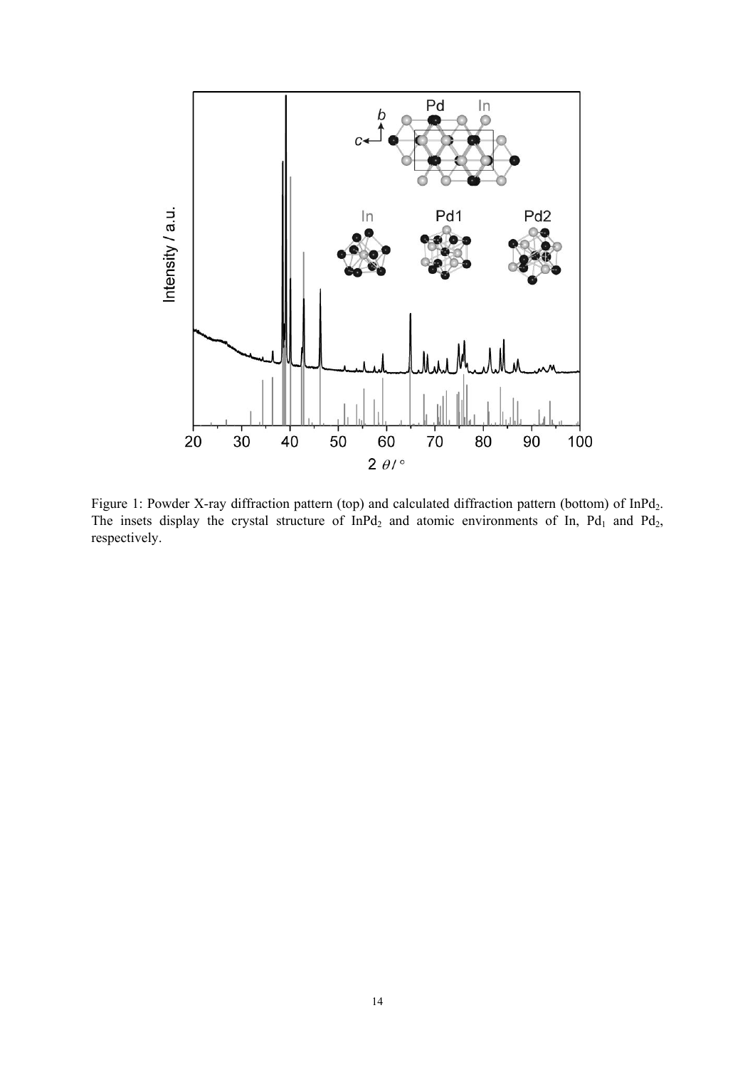Figure 1: Powder X-ray diffraction pattern (top) and calculated diffraction pattern (bottom) of $InPd_2$. The insets display the crystal structure of $InPd_2$ and atomic environments of In, $Pd_1$ and $Pd_2$, respectively.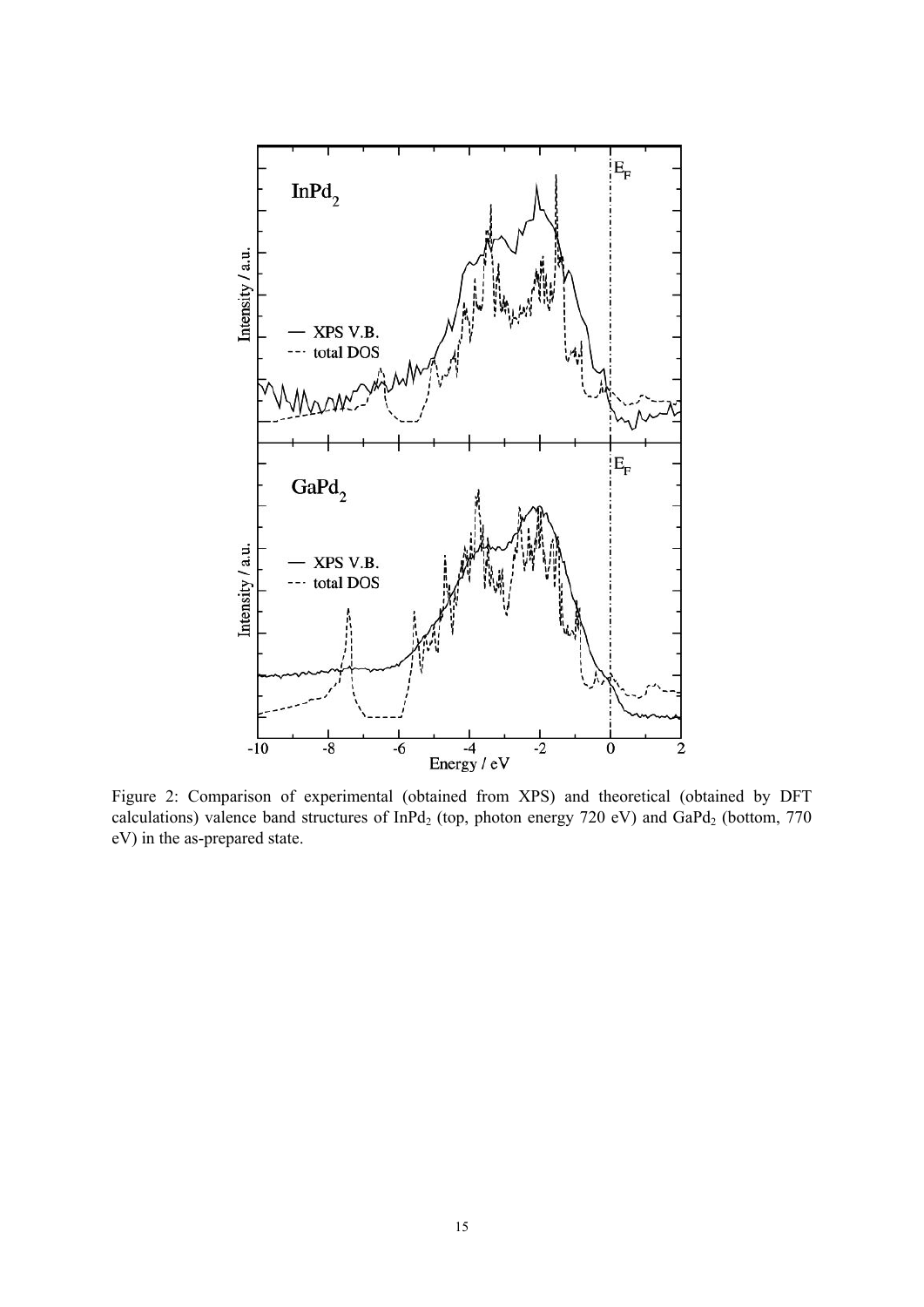Figure 2: Comparison of experimental (obtained from XPS) and theoretical (obtained by DFT calculations) valence band structures of $InPd_2$ (top, photon energy 720 eV) and $GaPd_2$ (bottom, 770 eV) in the as-prepared state.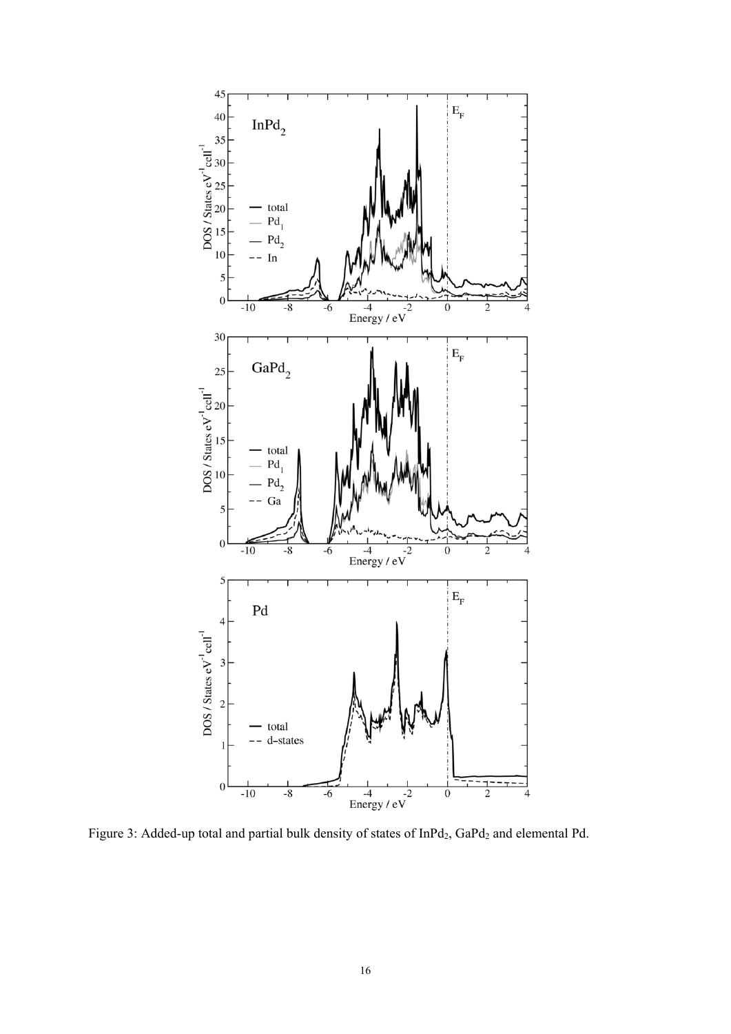Figure 3: Added-up total and partial bulk density of states of $InPd_2$, $GaPd_2$ and elemental Pd.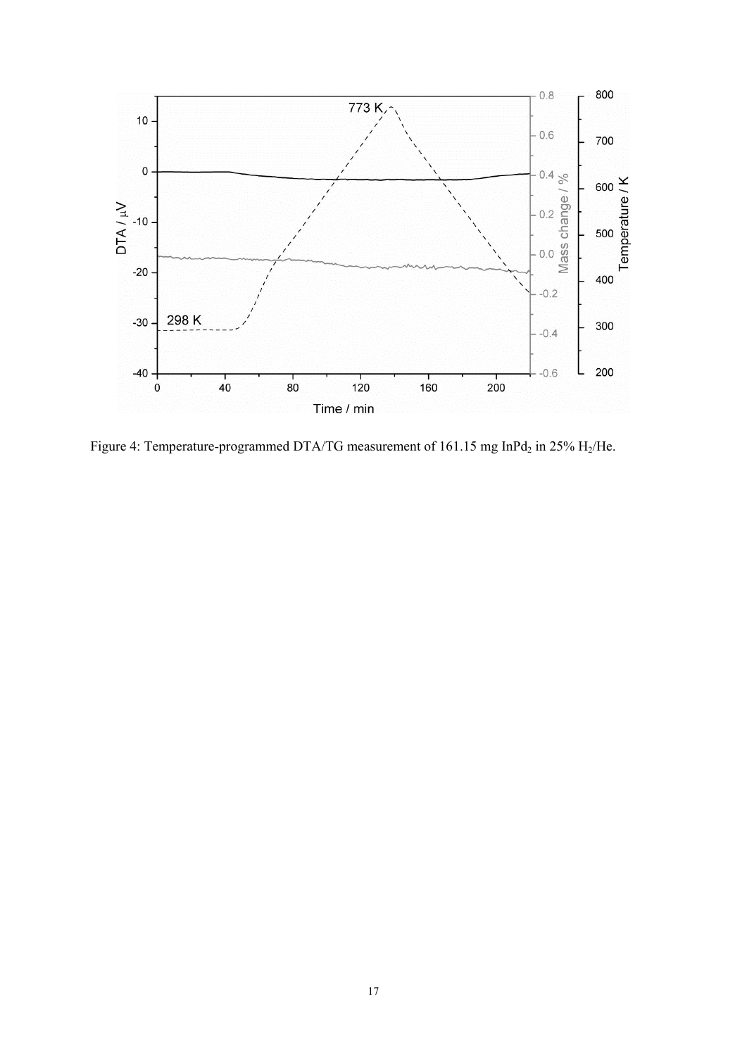Figure 4: Temperature-programmed DTA/TG measurement of 161.15 mg $InPd_2$ in 25% $H_2$/He.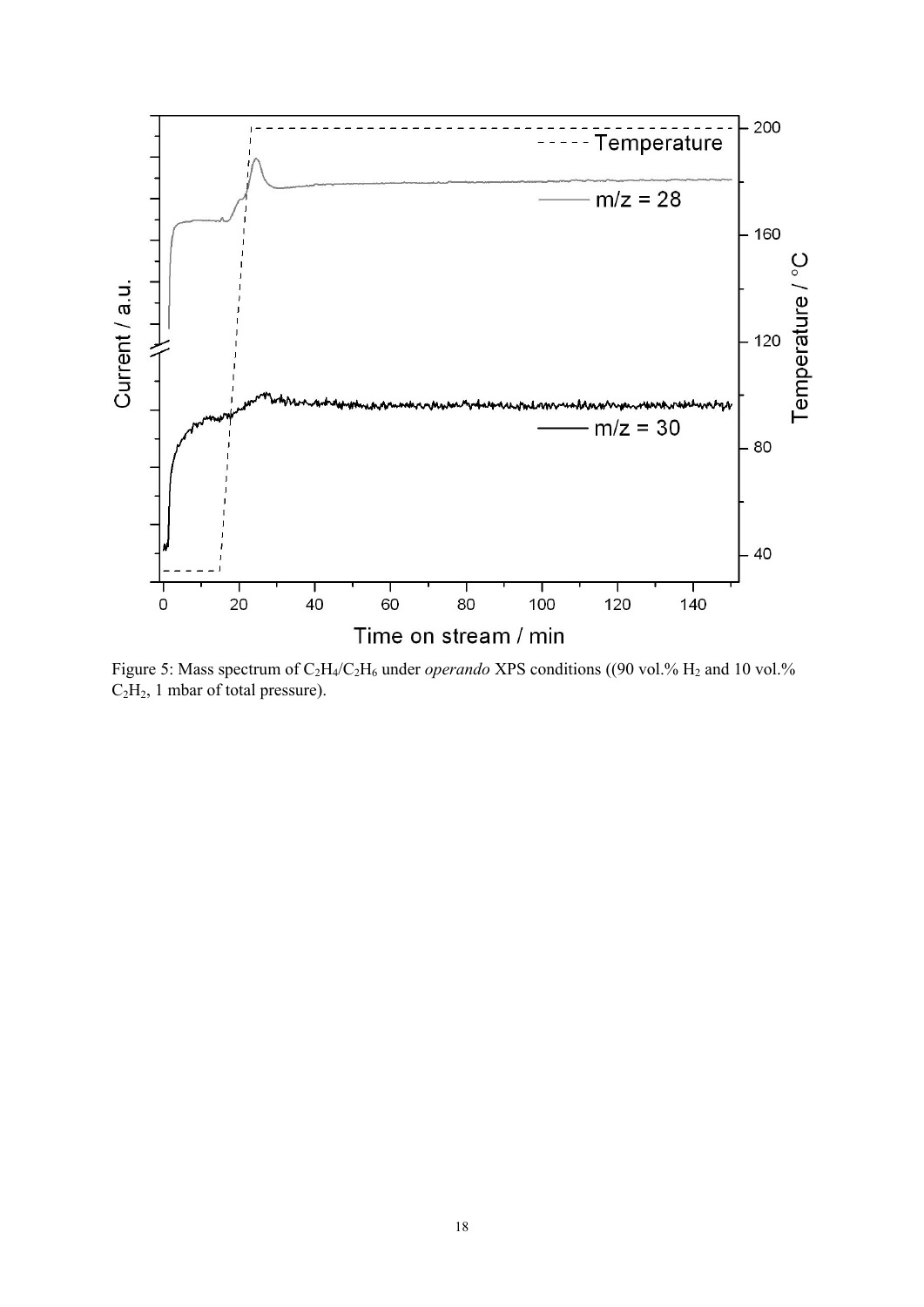Figure 5: Mass spectrum of $C_2H_4$/$C_2H_6$ under *operando* XPS conditions ((90 vol.% $H_2$ and 10 vol.% $C_2H_2$, 1 mbar of total pressure).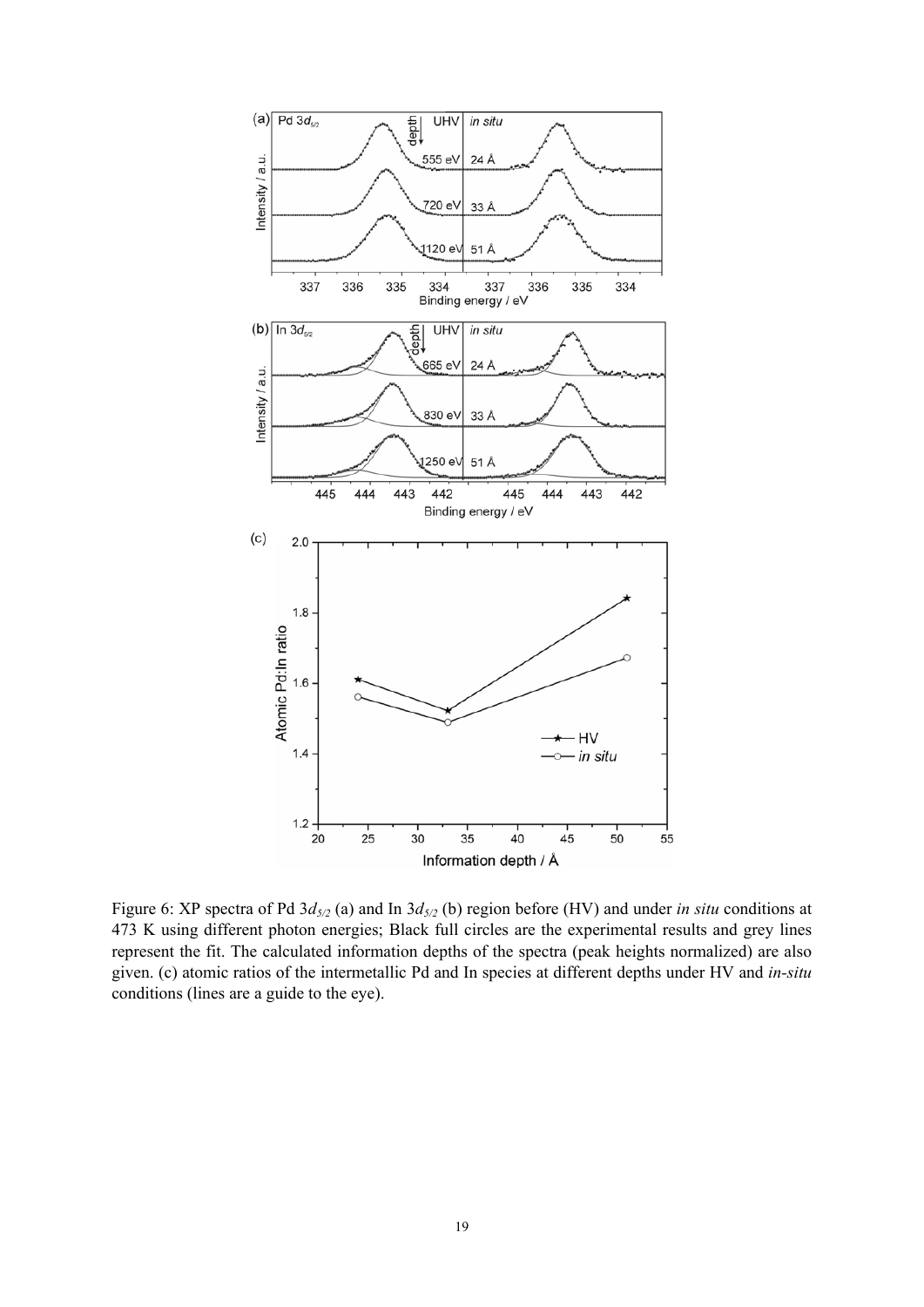Figure 6: XP spectra of Pd $3d_{5/2}$ (a) and In $3d_{5/2}$ (b) region before (HV) and under *in situ* conditions at 473 K using different photon energies; Black full circles are the experimental results and grey lines represent the fit. The calculated information depths of the spectra (peak heights normalized) are also given. (c) atomic ratios of the intermetallic Pd and In species at different depths under HV and *in-situ* conditions (lines are a guide to the eye).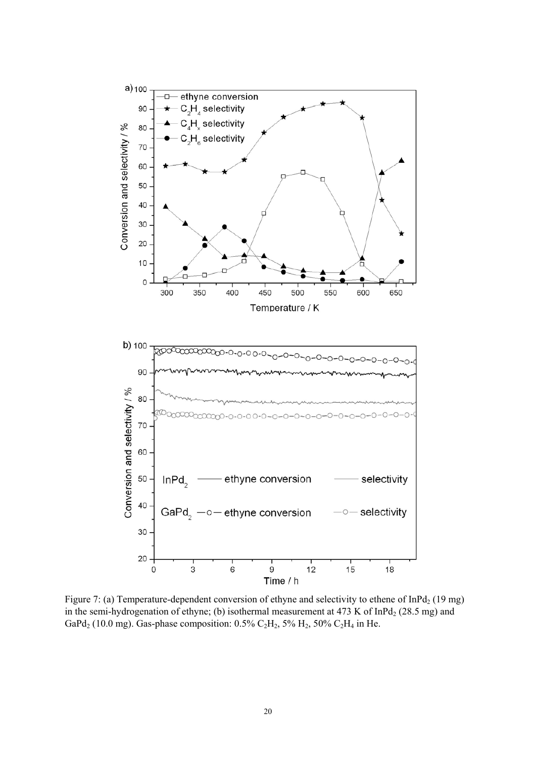Figure 7: (a) Temperature-dependent conversion of ethyne and selectivity to ethene of $InPd_2$ (19 mg) in the semi-hydrogenation of ethyne; (b) isothermal measurement at 473 K of $InPd_2$ (28.5 mg) and $GaPd_2$ (10.0 mg). Gas-phase composition: 0.5% $C_2H_2$, 5% $H_2$, 50% $C_2H_4$ in He.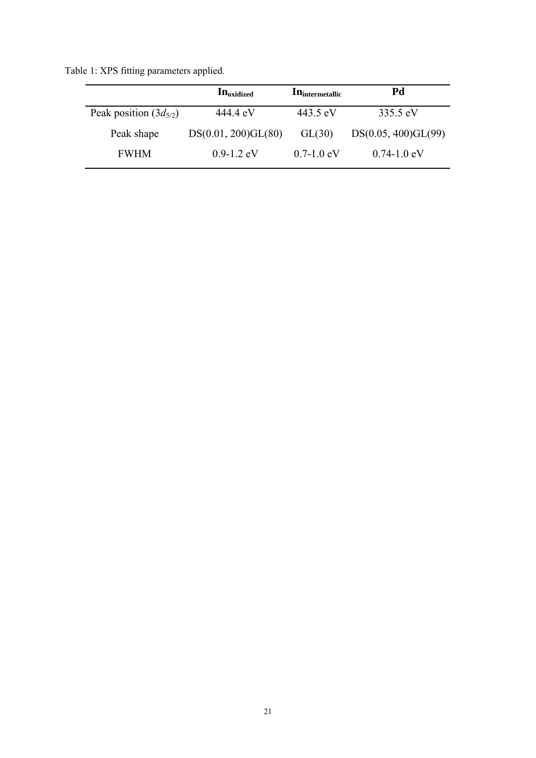Table 1: XPS fitting parameters applied.

| | **In$_{oxidized}$** | **In$_{intermetallic}$** | **Pd** |
|---|---|---|---|
| Peak position ($3d_{5/2}$) | 444.4 eV | 443.5 eV | 335.5 eV |
| Peak shape | DS(0.01, 200)GL(80) | GL(30) | DS(0.05, 400)GL(99) |
| FWHM | 0.9-1.2 eV | 0.7-1.0 eV | 0.74-1.0 eV |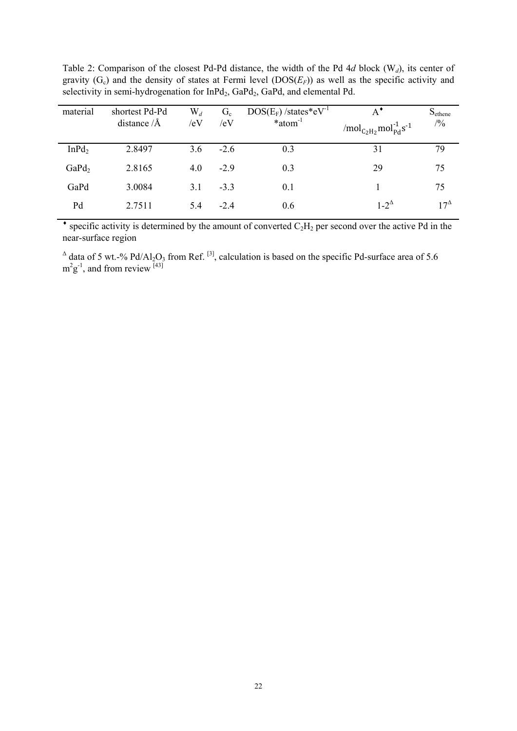Table 2: Comparison of the closest Pd-Pd distance, the width of the Pd 4*d* block ($W_d$), its center of gravity ($G_c$) and the density of states at Fermi level ($DOS(E_F)$) as well as the specific activity and selectivity in semi-hydrogenation for $InPd_2$, $GaPd_2$, GaPd, and elemental Pd.

| material | shortest Pd-Pd distance /Å | $W_d$ /eV | $G_c$ /eV | $DOS(E_F)$ /states*$eV^{-1}$ *$atom^{-1}$ | $A^{♦}$ /$mol_{C_2H_2} mol_{Pd}^{-1} s^{-1}$ | $S_{ethene}$ /% |
|---|---|---|---|---|---|---|
| $InPd_2$ | 2.8497 | 3.6 | -2.6 | 0.3 | 31 | 79 |
| $GaPd_2$ | 2.8165 | 4.0 | -2.9 | 0.3 | 29 | 75 |
| GaPd | 3.0084 | 3.1 | -3.3 | 0.1 | 1 | 75 |
| Pd | 2.7511 | 5.4 | -2.4 | 0.6 | $1\text{-}2^{\Delta}$ | $17^{\Delta}$ |

♦ specific activity is determined by the amount of converted $C_2H_2$ per second over the active Pd in the near-surface region

$^{\Delta}$ data of 5 wt.-% $Pd/Al_2O_3$ from Ref. [3], calculation is based on the specific Pd-surface area of 5.6 $m^2g^{-1}$, and from review [43]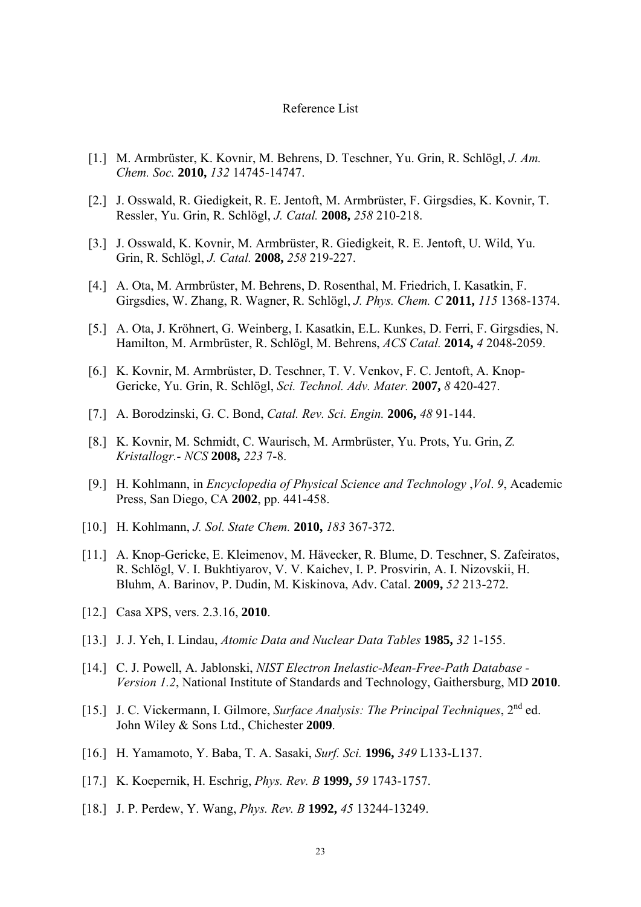Reference List

[1.] M. Armbrüster, K. Kovnir, M. Behrens, D. Teschner, Yu. Grin, R. Schlögl, *J. Am. Chem. Soc.* **2010,** *132* 14745-14747.

[2.] J. Osswald, R. Giedigkeit, R. E. Jentoft, M. Armbrüster, F. Girgsdies, K. Kovnir, T. Ressler, Yu. Grin, R. Schlögl, *J. Catal.* **2008,** *258* 210-218.

[3.] J. Osswald, K. Kovnir, M. Armbrüster, R. Giedigkeit, R. E. Jentoft, U. Wild, Yu. Grin, R. Schlögl, *J. Catal.* **2008,** *258* 219-227.

[4.] A. Ota, M. Armbrüster, M. Behrens, D. Rosenthal, M. Friedrich, I. Kasatkin, F. Girgsdies, W. Zhang, R. Wagner, R. Schlögl, *J. Phys. Chem. C* **2011,** *115* 1368-1374.

[5.] A. Ota, J. Kröhnert, G. Weinberg, I. Kasatkin, E.L. Kunkes, D. Ferri, F. Girgsdies, N. Hamilton, M. Armbrüster, R. Schlögl, M. Behrens, *ACS Catal.* **2014,** *4* 2048-2059.

[6.] K. Kovnir, M. Armbrüster, D. Teschner, T. V. Venkov, F. C. Jentoft, A. Knop-Gericke, Yu. Grin, R. Schlögl, *Sci. Technol. Adv. Mater.* **2007,** *8* 420-427.

[7.] A. Borodzinski, G. C. Bond, *Catal. Rev. Sci. Engin.* **2006,** *48* 91-144.

[8.] K. Kovnir, M. Schmidt, C. Waurisch, M. Armbrüster, Yu. Prots, Yu. Grin, *Z. Kristallogr.- NCS* **2008,** *223* 7-8.

[9.] H. Kohlmann, in *Encyclopedia of Physical Science and Technology* ,*Vol*. *9*, Academic Press, San Diego, CA **2002**, pp. 441-458.

[10.] H. Kohlmann, *J. Sol. State Chem.* **2010,** *183* 367-372.

[11.] A. Knop-Gericke, E. Kleimenov, M. Hävecker, R. Blume, D. Teschner, S. Zafeiratos, R. Schlögl, V. I. Bukhtiyarov, V. V. Kaichev, I. P. Prosvirin, A. I. Nizovskii, H. Bluhm, A. Barinov, P. Dudin, M. Kiskinova, Adv. Catal. **2009,** *52* 213-272.

[12.] Casa XPS, vers. 2.3.16, **2010**.

[13.] J. J. Yeh, I. Lindau, *Atomic Data and Nuclear Data Tables* **1985,** *32* 1-155.

[14.] C. J. Powell, A. Jablonski, *NIST Electron Inelastic-Mean-Free-Path Database - Version 1.2*, National Institute of Standards and Technology, Gaithersburg, MD **2010**.

[15.] J. C. Vickermann, I. Gilmore, *Surface Analysis: The Principal Techniques*, 2nd ed. John Wiley & Sons Ltd., Chichester **2009**.

[16.] H. Yamamoto, Y. Baba, T. A. Sasaki, *Surf. Sci.* **1996,** *349* L133-L137.

[17.] K. Koepernik, H. Eschrig, *Phys. Rev. B* **1999,** *59* 1743-1757.

[18.] J. P. Perdew, Y. Wang, *Phys. Rev. B* **1992,** *45* 13244-13249.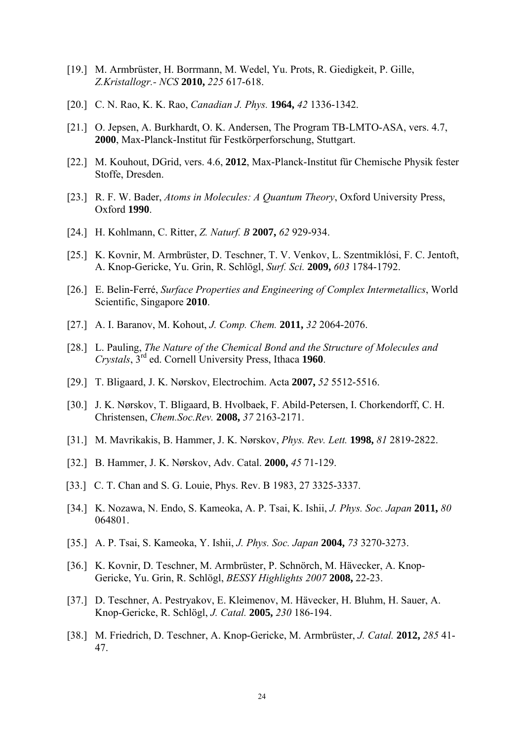[19.] M. Armbrüster, H. Borrmann, M. Wedel, Yu. Prots, R. Giedigkeit, P. Gille, *Z.Kristallogr.- NCS* **2010,** *225* 617-618.

[20.] C. N. Rao, K. K. Rao, *Canadian J. Phys.* **1964,** *42* 1336-1342.

[21.] O. Jepsen, A. Burkhardt, O. K. Andersen, The Program TB-LMTO-ASA, vers. 4.7, **2000**, Max-Planck-Institut für Festkörperforschung, Stuttgart.

[22.] M. Kouhout, DGrid, vers. 4.6, **2012**, Max-Planck-Institut für Chemische Physik fester Stoffe, Dresden.

[23.] R. F. W. Bader, *Atoms in Molecules: A Quantum Theory*, Oxford University Press, Oxford **1990**.

[24.] H. Kohlmann, C. Ritter, *Z. Naturf. B* **2007,** *62* 929-934.

[25.] K. Kovnir, M. Armbrüster, D. Teschner, T. V. Venkov, L. Szentmiklósi, F. C. Jentoft, A. Knop-Gericke, Yu. Grin, R. Schlögl, *Surf. Sci.* **2009,** *603* 1784-1792.

[26.] E. Belin-Ferré, *Surface Properties and Engineering of Complex Intermetallics*, World Scientific, Singapore **2010**.

[27.] A. I. Baranov, M. Kohout, *J. Comp. Chem.* **2011,** *32* 2064-2076.

[28.] L. Pauling, *The Nature of the Chemical Bond and the Structure of Molecules and Crystals*, 3rd ed. Cornell University Press, Ithaca **1960**.

[29.] T. Bligaard, J. K. Nørskov, Electrochim. Acta **2007,** *52* 5512-5516.

[30.] J. K. Nørskov, T. Bligaard, B. Hvolbaek, F. Abild-Petersen, I. Chorkendorff, C. H. Christensen, *Chem.Soc.Rev.* **2008,** *37* 2163-2171.

[31.] M. Mavrikakis, B. Hammer, J. K. Nørskov, *Phys. Rev. Lett.* **1998,** *81* 2819-2822.

[32.] B. Hammer, J. K. Nørskov, Adv. Catal. **2000,** *45* 71-129.

[33.] C. T. Chan and S. G. Louie, Phys. Rev. B 1983, 27 3325-3337.

[34.] K. Nozawa, N. Endo, S. Kameoka, A. P. Tsai, K. Ishii, *J. Phys. Soc. Japan* **2011,** *80* 064801.

[35.] A. P. Tsai, S. Kameoka, Y. Ishii, *J. Phys. Soc. Japan* **2004,** *73* 3270-3273.

[36.] K. Kovnir, D. Teschner, M. Armbrüster, P. Schnörch, M. Hävecker, A. Knop-Gericke, Yu. Grin, R. Schlögl, *BESSY Highlights 2007* **2008,** 22-23.

[37.] D. Teschner, A. Pestryakov, E. Kleimenov, M. Hävecker, H. Bluhm, H. Sauer, A. Knop-Gericke, R. Schlögl, *J. Catal.* **2005,** *230* 186-194.

[38.] M. Friedrich, D. Teschner, A. Knop-Gericke, M. Armbrüster, *J. Catal.* **2012,** *285* 41-47.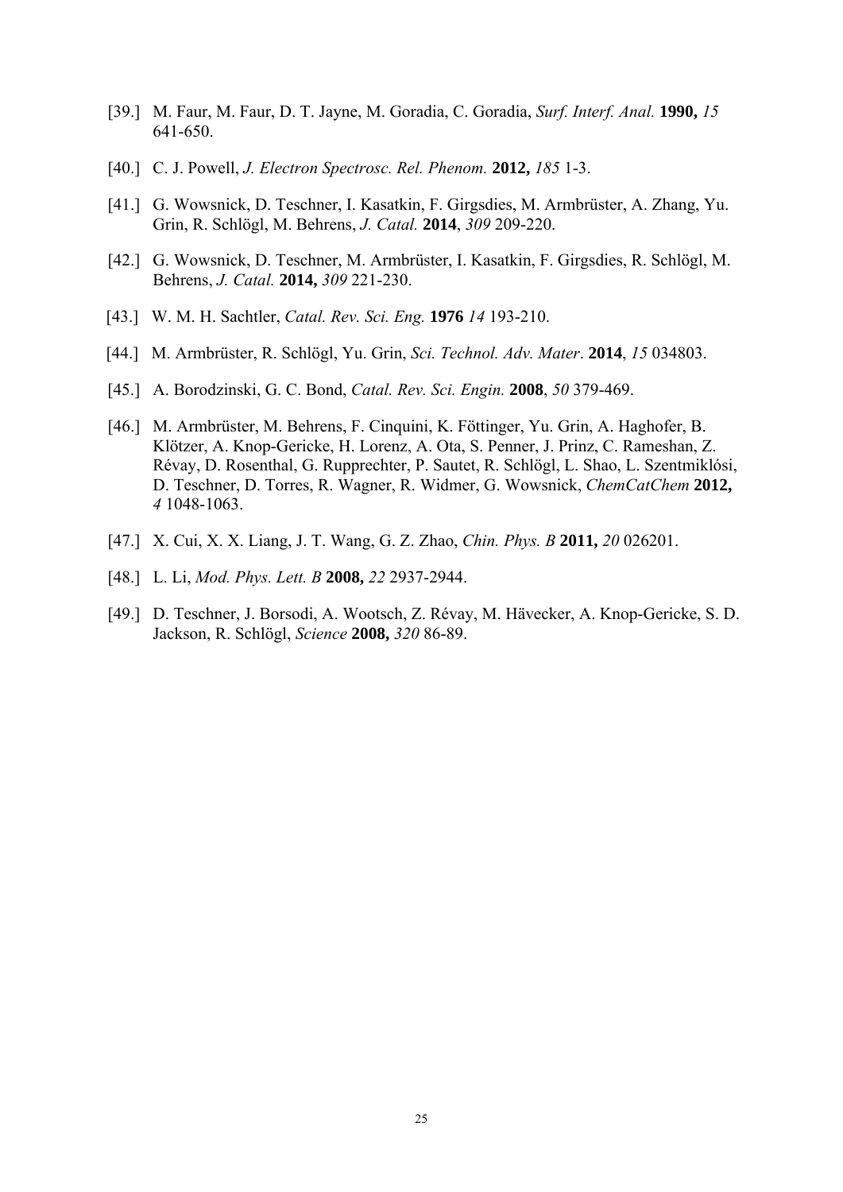[39.] M. Faur, M. Faur, D. T. Jayne, M. Goradia, C. Goradia, *Surf. Interf. Anal.* **1990,** *15* 641-650.

[40.] C. J. Powell, *J. Electron Spectrosc. Rel. Phenom.* **2012,** *185* 1-3.

[41.] G. Wowsnick, D. Teschner, I. Kasatkin, F. Girgsdies, M. Armbrüster, A. Zhang, Yu. Grin, R. Schlögl, M. Behrens, *J. Catal.* **2014**, *309* 209-220.

[42.] G. Wowsnick, D. Teschner, M. Armbrüster, I. Kasatkin, F. Girgsdies, R. Schlögl, M. Behrens, *J. Catal.* **2014,** *309* 221-230.

[43.] W. M. H. Sachtler, *Catal. Rev. Sci. Eng.* **1976** *14* 193-210.

[44.] M. Armbrüster, R. Schlögl, Yu. Grin, *Sci. Technol. Adv. Mater*. **2014**, *15* 034803.

[45.] A. Borodzinski, G. C. Bond, *Catal. Rev. Sci. Engin.* **2008**, *50* 379-469.

[46.] M. Armbrüster, M. Behrens, F. Cinquini, K. Föttinger, Yu. Grin, A. Haghofer, B. Klötzer, A. Knop-Gericke, H. Lorenz, A. Ota, S. Penner, J. Prinz, C. Rameshan, Z. Révay, D. Rosenthal, G. Rupprechter, P. Sautet, R. Schlögl, L. Shao, L. Szentmiklósi, D. Teschner, D. Torres, R. Wagner, R. Widmer, G. Wowsnick, *ChemCatChem* **2012,** *4* 1048-1063.

[47.] X. Cui, X. X. Liang, J. T. Wang, G. Z. Zhao, *Chin. Phys. B* **2011,** *20* 026201.

[48.] L. Li, *Mod. Phys. Lett. B* **2008,** *22* 2937-2944.

[49.] D. Teschner, J. Borsodi, A. Wootsch, Z. Révay, M. Hävecker, A. Knop-Gericke, S. D. Jackson, R. Schlögl, *Science* **2008,** *320* 86-89.